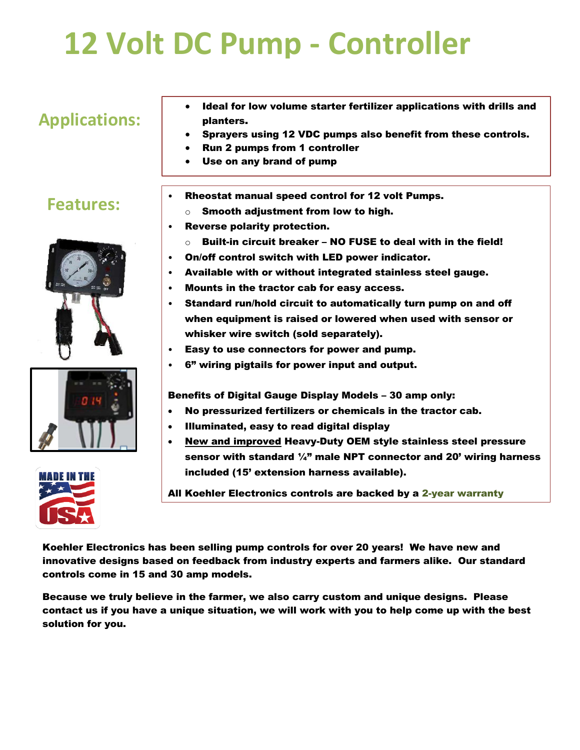# 12 Volt DC Pump - Controller

## Applications:

- **Ideal for low volume starter fertilizer applications with drills and planters.**
- **Sprayers using 12 VDC pumps also benefit from these controls.**
- **Run 2 pumps from 1 controller**
- **Use on any brand of pump**

## Features:

- **Rheostat manual speed control for 12 volt Pumps.**
  - **Smooth adjustment from low to high.**
- **Reverse polarity protection.**
  - **Built-in circuit breaker – NO FUSE to deal with in the field!**
- **On/off control switch with LED power indicator.**
- **Available with or without integrated stainless steel gauge.**
- **Mounts in the tractor cab for easy access.**
- **Standard run/hold circuit to automatically turn pump on and off when equipment is raised or lowered when used with sensor or whisker wire switch (sold separately).**
- **Easy to use connectors for power and pump.**
- **6" wiring pigtails for power input and output.**

**Benefits of Digital Gauge Display Models – 30 amp only:**

- **No pressurized fertilizers or chemicals in the tractor cab.**
- **Illuminated, easy to read digital display**
- **<u>New and improved</u> Heavy-Duty OEM style stainless steel pressure sensor with standard ¼" male NPT connector and 20' wiring harness included (15' extension harness available).**

**All Koehler Electronics controls are backed by a 2-year warranty**

**Koehler Electronics has been selling pump controls for over 20 years! We have new and innovative designs based on feedback from industry experts and farmers alike. Our standard controls come in 15 and 30 amp models.**

**Because we truly believe in the farmer, we also carry custom and unique designs. Please contact us if you have a unique situation, we will work with you to help come up with the best solution for you.**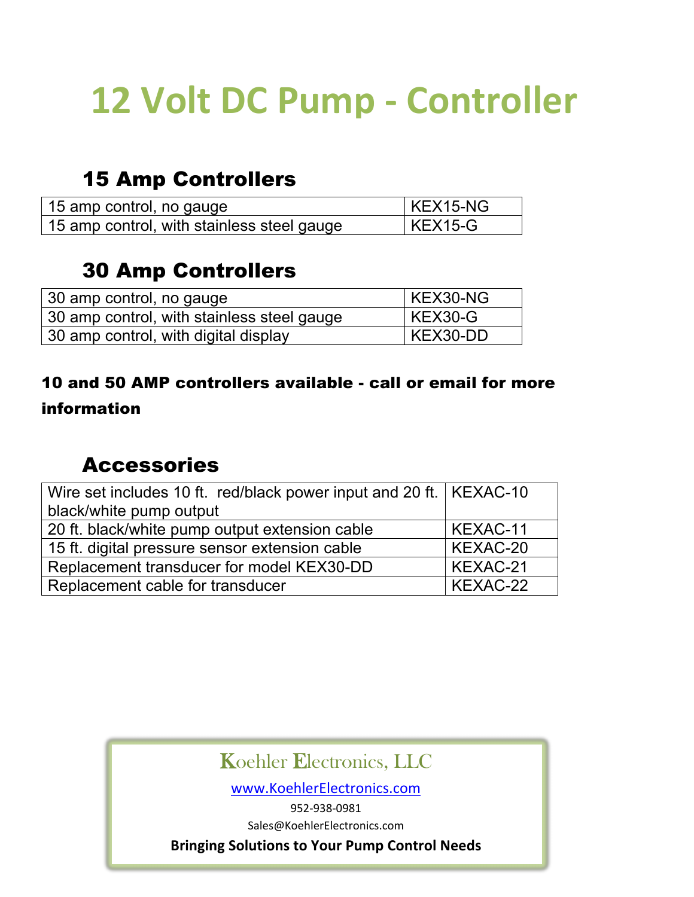# 12 Volt DC Pump - Controller

## 15 Amp Controllers

| | |
|---|---|
| 15 amp control, no gauge | KEX15-NG |
| 15 amp control, with stainless steel gauge | KEX15-G |

## 30 Amp Controllers

| | |
|---|---|
| 30 amp control, no gauge | KEX30-NG |
| 30 amp control, with stainless steel gauge | KEX30-G |
| 30 amp control, with digital display | KEX30-DD |

**10 and 50 AMP controllers available - call or email for more information**

## Accessories

| | |
|---|---|
| Wire set includes 10 ft. red/black power input and 20 ft. black/white pump output | KEXAC-10 |
| 20 ft. black/white pump output extension cable | KEXAC-11 |
| 15 ft. digital pressure sensor extension cable | KEXAC-20 |
| Replacement transducer for model KEX30-DD | KEXAC-21 |
| Replacement cable for transducer | KEXAC-22 |

Koehler Electronics, LLC

www.KoehlerElectronics.com

952-938-0981

Sales@KoehlerElectronics.com

**Bringing Solutions to Your Pump Control Needs**